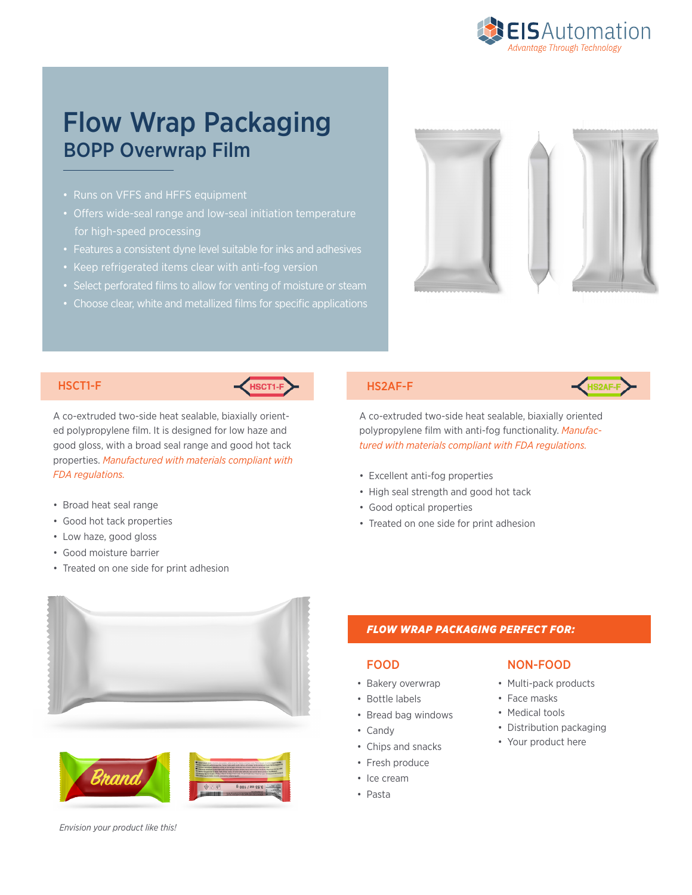EIS Automation
*Advantage Through Technology*

# Flow Wrap Packaging

## BOPP Overwrap Film

- Runs on VFFS and HFFS equipment
- Offers wide-seal range and low-seal initiation temperature for high-speed processing
- Features a consistent dyne level suitable for inks and adhesives
- Keep refrigerated items clear with anti-fog version
- Select perforated films to allow for venting of moisture or steam
- Choose clear, white and metallized films for specific applications

### HSCT1-F

A co-extruded two-side heat sealable, biaxially oriented polypropylene film. It is designed for low haze and good gloss, with a broad seal range and good hot tack properties. *Manufactured with materials compliant with FDA regulations.*

- Broad heat seal range
- Good hot tack properties
- Low haze, good gloss
- Good moisture barrier
- Treated on one side for print adhesion

### HS2AF-F

A co-extruded two-side heat sealable, biaxially oriented polypropylene film with anti-fog functionality. *Manufactured with materials compliant with FDA regulations.*

- Excellent anti-fog properties
- High seal strength and good hot tack
- Good optical properties
- Treated on one side for print adhesion

*Envision your product like this!*

### FLOW WRAP PACKAGING PERFECT FOR:

#### FOOD

- Bakery overwrap
- Bottle labels
- Bread bag windows
- Candy
- Chips and snacks
- Fresh produce
- Ice cream
- Pasta

#### NON-FOOD

- Multi-pack products
- Face masks
- Medical tools
- Distribution packaging
- Your product here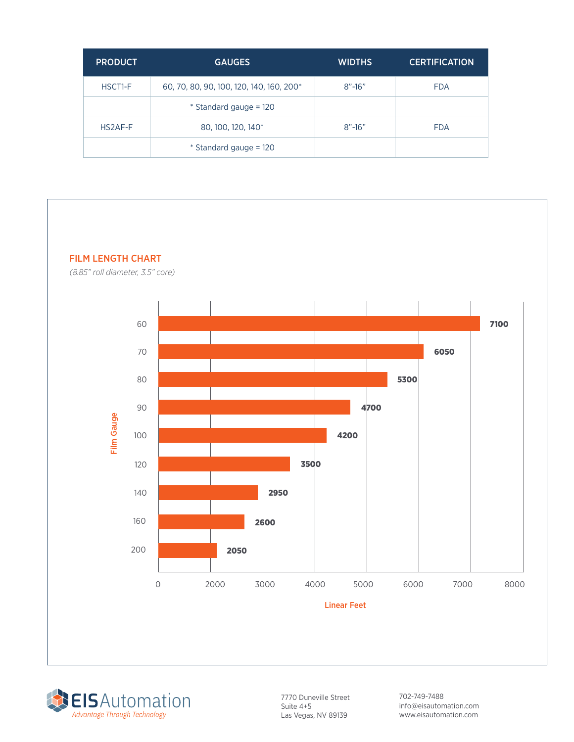| PRODUCT | GAUGES | WIDTHS | CERTIFICATION |
|---|---|---|---|
| HSCT1-F | 60, 70, 80, 90, 100, 120, 140, 160, 200* | 8”-16” | FDA |
| | * Standard gauge = 120 | | |
| HS2AF-F | 80, 100, 120, 140* | 8”-16” | FDA |
| | * Standard gauge = 120 | | |

## FILM LENGTH CHART

*(8.85” roll diameter, 3.5” core)*

Film Gauge

60
70
80
90
100
120
140
160
200

7100
6050
5300
4700
4200
3500
2950
2600
2050

0
2000
3000
4000
5000
6000
7000
8000

Linear Feet

**EIS**Automation
*Advantage Through Technology*

7770 Duneville Street
Suite 4+5
Las Vegas, NV 89139

702-749-7488
info@eisautomation.com
www.eisautomation.com